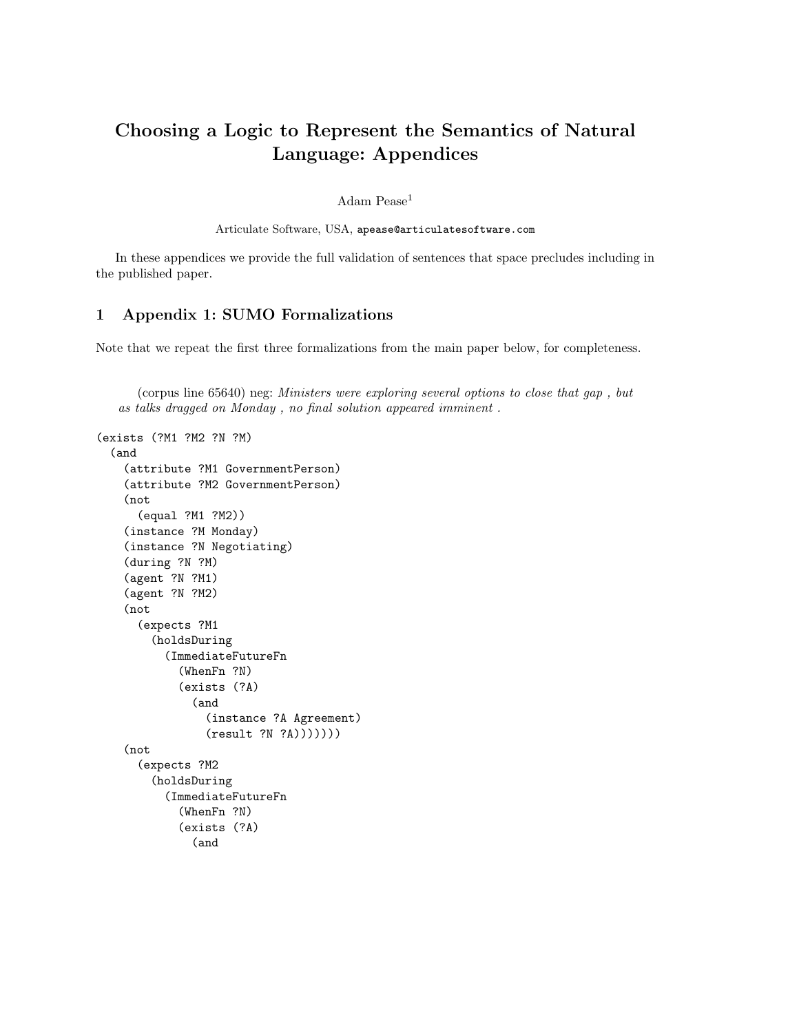# Choosing a Logic to Represent the Semantics of Natural Language: Appendices

Adam Pease[1]

Articulate Software, USA, apease@articulatesoftware.com

In these appendices we provide the full validation of sentences that space precludes including in the published paper.

## 1 Appendix 1: SUMO Formalizations

Note that we repeat the first three formalizations from the main paper below, for completeness.

(corpus line 65640) neg: *Ministers were exploring several options to close that gap , but as talks dragged on Monday , no final solution appeared imminent .*

```
(exists (?M1 ?M2 ?N ?M)
  (and
    (attribute ?M1 GovernmentPerson)
    (attribute ?M2 GovernmentPerson)
    (not
      (equal ?M1 ?M2))
    (instance ?M Monday)
    (instance ?N Negotiating)
    (during ?N ?M)
    (agent ?N ?M1)
    (agent ?N ?M2)
    (not
      (expects ?M1
        (holdsDuring
          (ImmediateFutureFn
            (WhenFn ?N)
            (exists (?A)
              (and
                (instance ?A Agreement)
                (result ?N ?A)))))))
    (not
      (expects ?M2
        (holdsDuring
          (ImmediateFutureFn
            (WhenFn ?N)
            (exists (?A)
              (and
```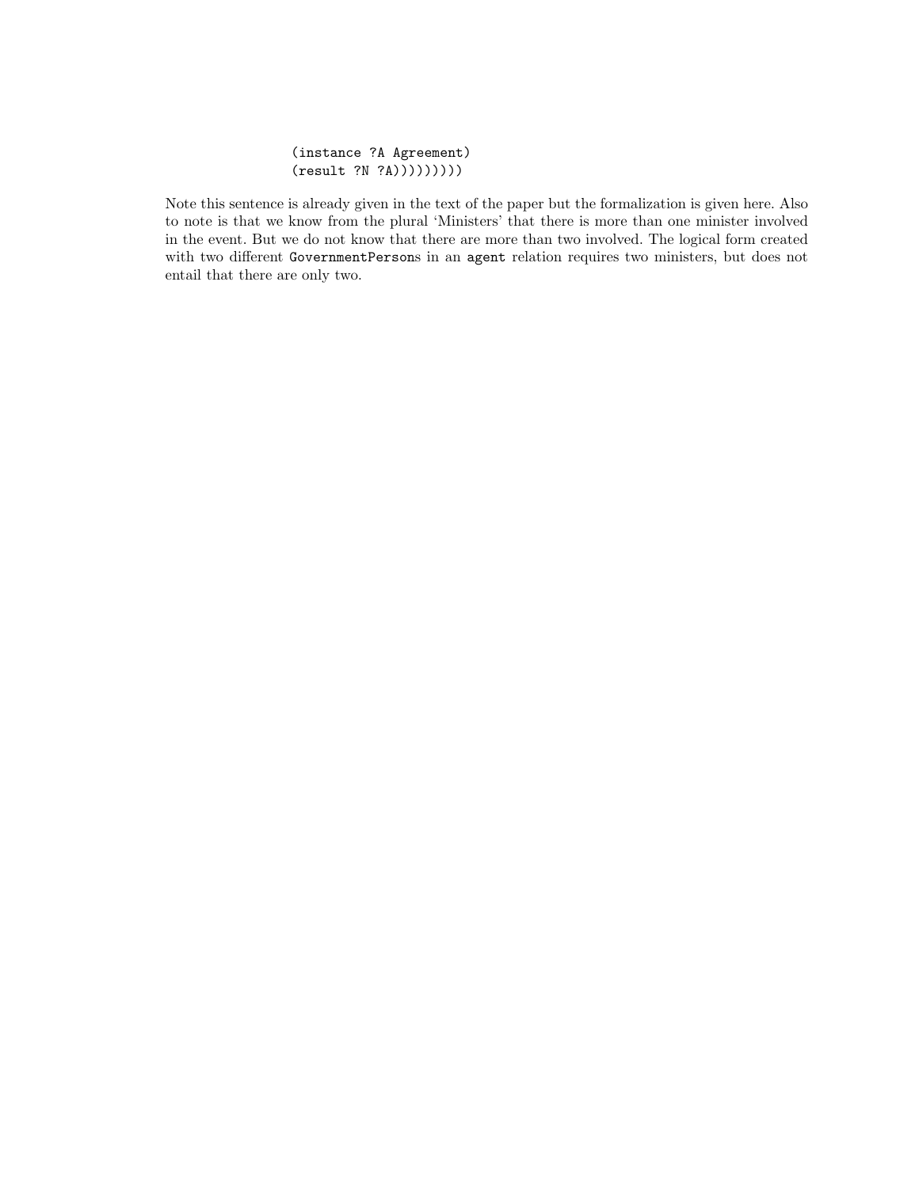```
            (instance ?A Agreement)
            (result ?N ?A)))))))))
```

Note this sentence is already given in the text of the paper but the formalization is given here. Also to note is that we know from the plural 'Ministers' that there is more than one minister involved in the event. But we do not know that there are more than two involved. The logical form created with two different `GovernmentPerson`s in an `agent` relation requires two ministers, but does not entail that there are only two.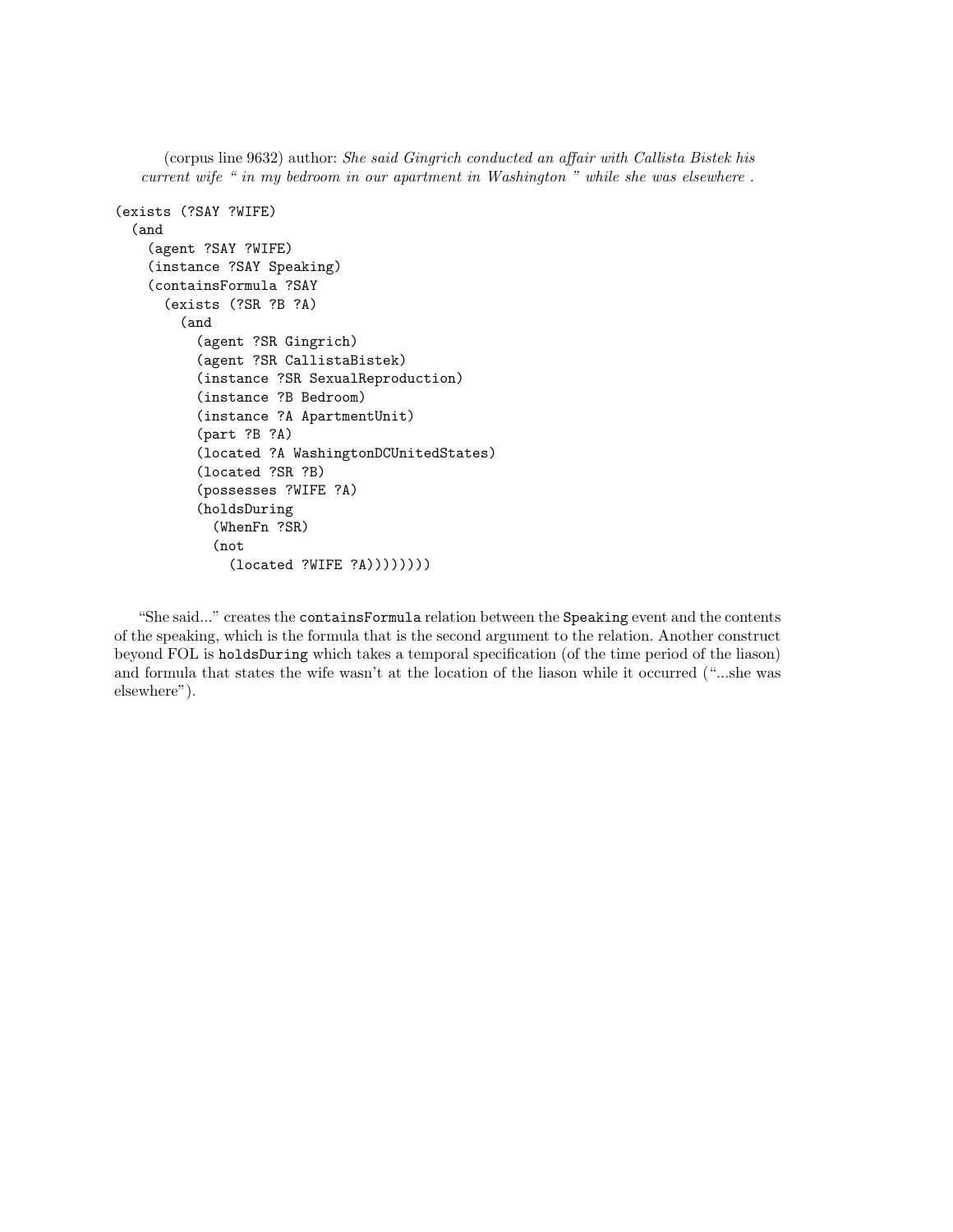(corpus line 9632) author: *She said Gingrich conducted an affair with Callista Bistek his current wife " in my bedroom in our apartment in Washington " while she was elsewhere .*

```
(exists (?SAY ?WIFE)
  (and
    (agent ?SAY ?WIFE)
    (instance ?SAY Speaking)
    (containsFormula ?SAY
      (exists (?SR ?B ?A)
        (and
          (agent ?SR Gingrich)
          (agent ?SR CallistaBistek)
          (instance ?SR SexualReproduction)
          (instance ?B Bedroom)
          (instance ?A ApartmentUnit)
          (part ?B ?A)
          (located ?A WashingtonDCUnitedStates)
          (located ?SR ?B)
          (possesses ?WIFE ?A)
          (holdsDuring
            (WhenFn ?SR)
            (not
              (located ?WIFE ?A))))))))
```

"She said..." creates the `containsFormula` relation between the `Speaking` event and the contents of the speaking, which is the formula that is the second argument to the relation. Another construct beyond FOL is `holdsDuring` which takes a temporal specification (of the time period of the liason) and formula that states the wife wasn't at the location of the liason while it occurred ("...she was elsewhere").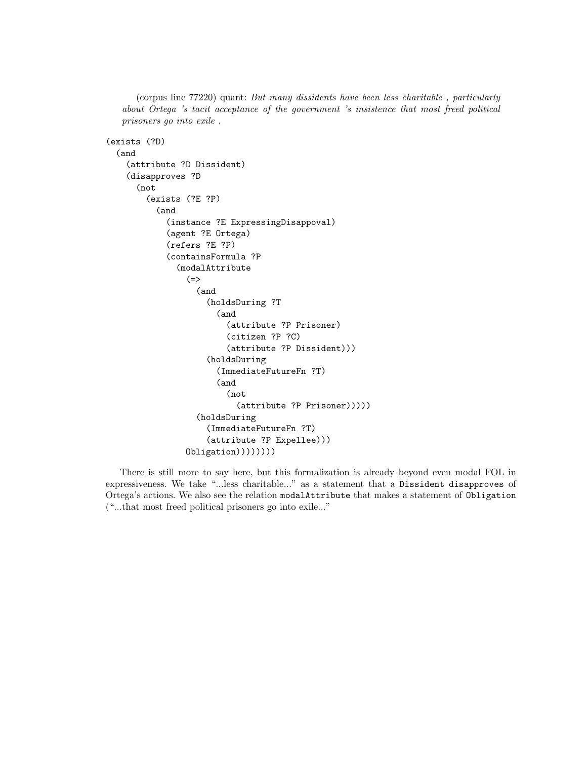(corpus line 77220) quant: *But many dissidents have been less charitable , particularly about Ortega 's tacit acceptance of the government 's insistence that most freed political prisoners go into exile .*

```
(exists (?D)
  (and
    (attribute ?D Dissident)
    (disapproves ?D
      (not
        (exists (?E ?P)
          (and
            (instance ?E ExpressingDisappoval)
            (agent ?E Ortega)
            (refers ?E ?P)
            (containsFormula ?P
              (modalAttribute
                (=>
                  (and
                    (holdsDuring ?T
                      (and
                        (attribute ?P Prisoner)
                        (citizen ?P ?C)
                        (attribute ?P Dissident)))
                    (holdsDuring
                      (ImmediateFutureFn ?T)
                      (and
                        (not
                          (attribute ?P Prisoner)))))
                  (holdsDuring
                    (ImmediateFutureFn ?T)
                    (attribute ?P Expellee)))
                Obligation))))))))
```

There is still more to say here, but this formalization is already beyond even modal FOL in expressiveness. We take "...less charitable..." as a statement that a `Dissident disapproves` of Ortega's actions. We also see the relation `modalAttribute` that makes a statement of `Obligation` ("...that most freed political prisoners go into exile..."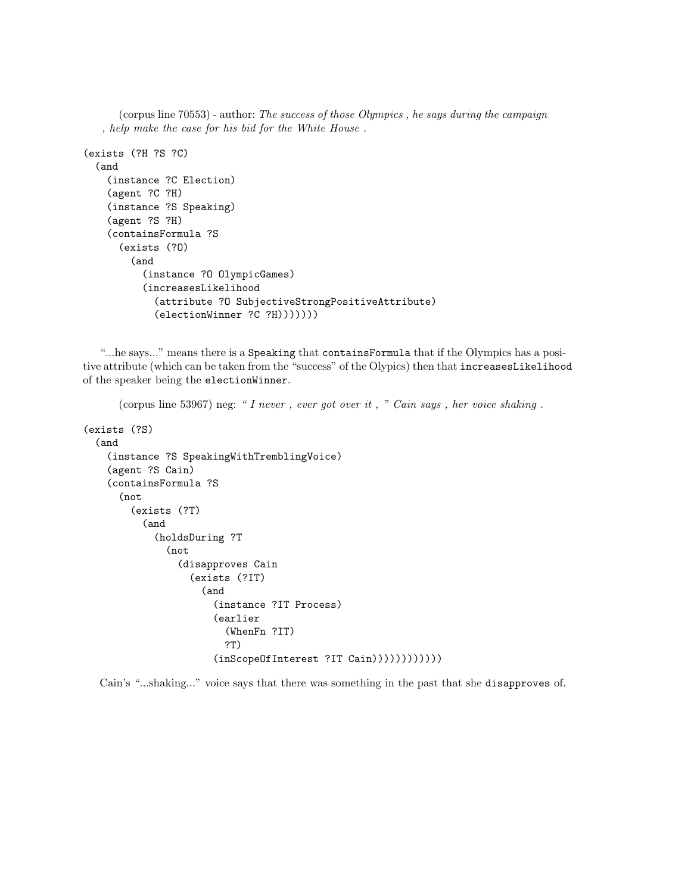(corpus line 70553) - author: *The success of those Olympics , he says during the campaign , help make the case for his bid for the White House .*

```
(exists (?H ?S ?C)
  (and
    (instance ?C Election)
    (agent ?C ?H)
    (instance ?S Speaking)
    (agent ?S ?H)
    (containsFormula ?S
      (exists (?O)
        (and
          (instance ?O OlympicGames)
          (increasesLikelihood
            (attribute ?O SubjectiveStrongPositiveAttribute)
            (electionWinner ?C ?H)))))))
```

"...he says..." means there is a `Speaking` that `containsFormula` that if the Olympics has a positive attribute (which can be taken from the "success" of the Olypics) then that `increasesLikelihood` of the speaker being the `electionWinner`.

(corpus line 53967) neg: *" I never , ever got over it , " Cain says , her voice shaking .*

```
(exists (?S)
  (and
    (instance ?S SpeakingWithTremblingVoice)
    (agent ?S Cain)
    (containsFormula ?S
      (not
        (exists (?T)
          (and
            (holdsDuring ?T
              (not
                (disapproves Cain
                  (exists (?IT)
                    (and
                      (instance ?IT Process)
                      (earlier
                        (WhenFn ?IT)
                        ?T)
                      (inScopeOfInterest ?IT Cain))))))))))))
```

Cain's "...shaking..." voice says that there was something in the past that she `disapproves` of.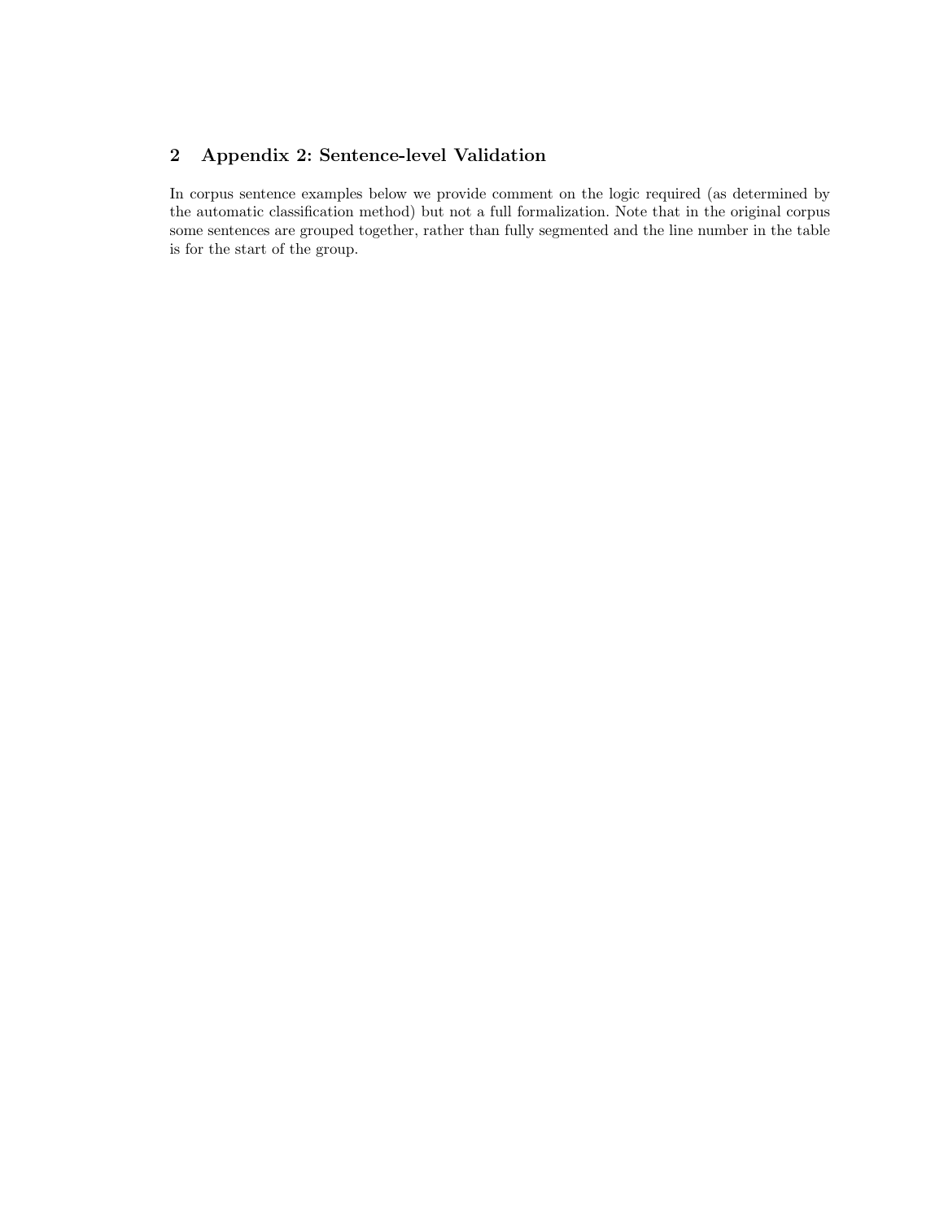## 2 Appendix 2: Sentence-level Validation

In corpus sentence examples below we provide comment on the logic required (as determined by the automatic classification method) but not a full formalization. Note that in the original corpus some sentences are grouped together, rather than fully segmented and the line number in the table is for the start of the group.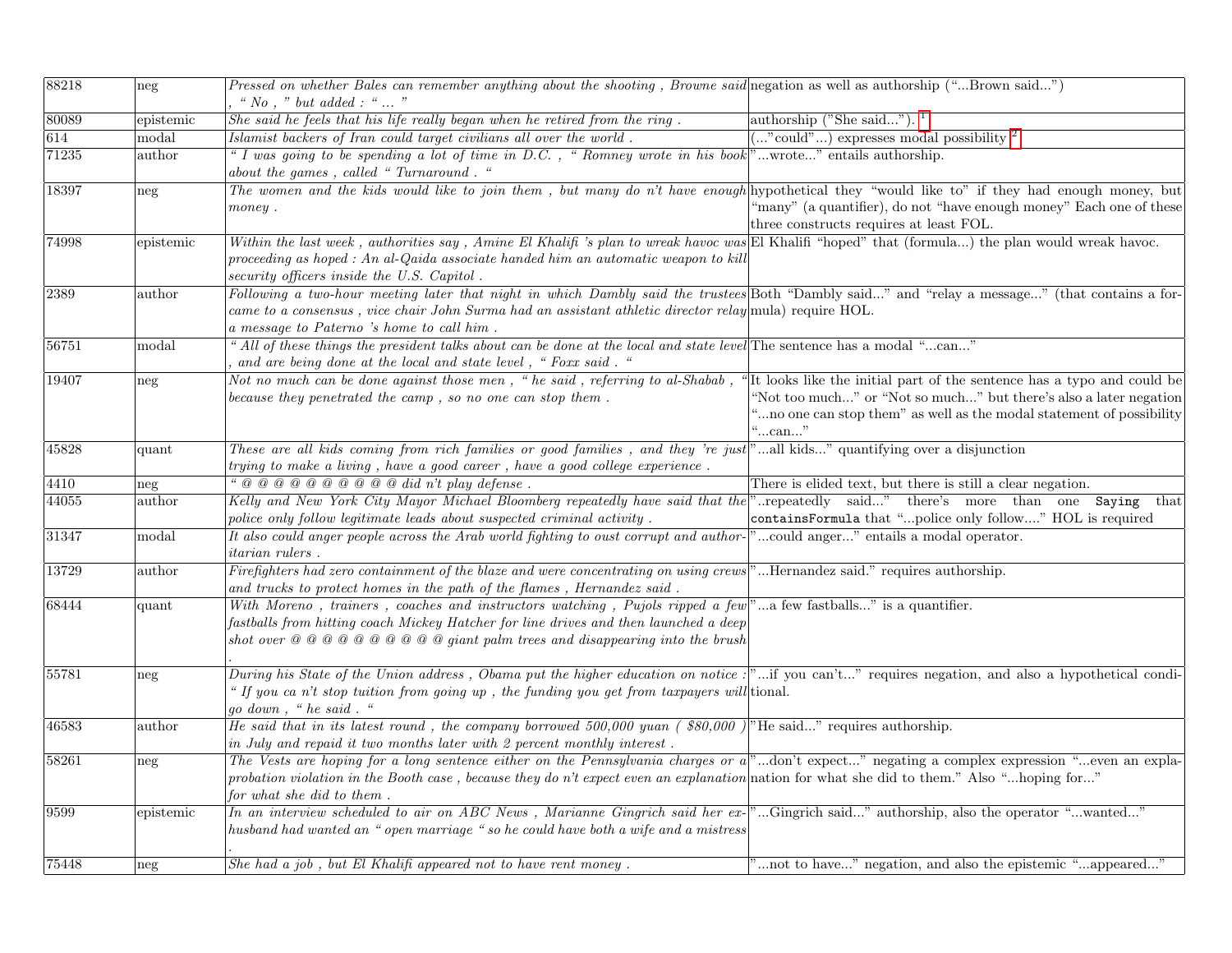| | | | |
|---|---|---|---|
| 88218 | neg | *Pressed on whether Bales can remember anything about the shooting , Browne said , " No , " but added : " ... "* | negation as well as authorship ("...Brown said...") |
| 80089 | epistemic | *She said he feels that his life really began when he retired from the ring .* | authorship ("She said..."). [1] |
| 614 | modal | *Islamist backers of Iran could target civilians all over the world .* | (..."could"...) expresses modal possibility [2] |
| 71235 | author | *" I was going to be spending a lot of time in D.C. , " Romney wrote in his book about the games , called " Turnaround . "* | "...wrote..." entails authorship. |
| 18397 | neg | *The women and the kids would like to join them , but many do n't have enough money .* | hypothetical they "would like to" if they had enough money, but "many" (a quantifier), do not "have enough money" Each one of these three constructs requires at least FOL. |
| 74998 | epistemic | *Within the last week , authorities say , Amine El Khalifi 's plan to wreak havoc was proceeding as hoped : An al-Qaida associate handed him an automatic weapon to kill security officers inside the U.S. Capitol .* | El Khalifi "hoped" that (formula...) the plan would wreak havoc. |
| 2389 | author | *Following a two-hour meeting later that night in which Dambly said the trustees came to a consensus , vice chair John Surma had an assistant athletic director relay a message to Paterno 's home to call him .* | Both "Dambly said..." and "relay a message..." (that contains a formula) require HOL. |
| 56751 | modal | *" All of these things the president talks about can be done at the local and state level , and are being done at the local and state level , " Foxx said . "* | The sentence has a modal "...can..." |
| 19407 | neg | *Not no much can be done against those men , " he said , referring to al-Shabab , " because they penetrated the camp , so no one can stop them .* | It looks like the initial part of the sentence has a typo and could be "Not too much..." or "Not so much..." but there's also a later negation "...no one can stop them" as well as the modal statement of possibility "...can..." |
| 45828 | quant | *These are all kids coming from rich families or good families , and they 're just trying to make a living , have a good career , have a good college experience .* | "...all kids..." quantifying over a disjunction |
| 4410 | neg | *" @ @ @ @ @ @ @ @ @ @ did n't play defense .* | There is elided text, but there is still a clear negation. |
| 44055 | author | *Kelly and New York City Mayor Michael Bloomberg repeatedly have said that the police only follow legitimate leads about suspected criminal activity .* | "..repeatedly said..." there's more than one `Saying` that `containsFormula` that "...police only follow...." HOL is required |
| 31347 | modal | *It also could anger people across the Arab world fighting to oust corrupt and authoritarian rulers .* | "...could anger..." entails a modal operator. |
| 13729 | author | *Firefighters had zero containment of the blaze and were concentrating on using crews and trucks to protect homes in the path of the flames , Hernandez said .* | "...Hernandez said." requires authorship. |
| 68444 | quant | *With Moreno , trainers , coaches and instructors watching , Pujols ripped a few fastballs from hitting coach Mickey Hatcher for line drives and then launched a deep shot over @ @ @ @ @ @ @ @ @ @ giant palm trees and disappearing into the brush .* | "...a few fastballs..." is a quantifier. |
| 55781 | neg | *During his State of the Union address , Obama put the higher education on notice : " If you ca n't stop tuition from going up , the funding you get from taxpayers will go down , " he said . "* | "...if you can't..." requires negation, and also a hypothetical conditional. |
| 46583 | author | *He said that in its latest round , the company borrowed 500,000 yuan ( \$80,000 ) in July and repaid it two months later with 2 percent monthly interest .* | "He said..." requires authorship. |
| 58261 | neg | *The Vests are hoping for a long sentence either on the Pennsylvania charges or a probation violation in the Booth case , because they do n't expect even an explanation for what she did to them .* | "...don't expect..." negating a complex expression "...even an explanation for what she did to them." Also "...hoping for..." |
| 9599 | epistemic | *In an interview scheduled to air on ABC News , Marianne Gingrich said her ex-husband had wanted an " open marriage " so he could have both a wife and a mistress .* | "...Gingrich said..." authorship, also the operator "...wanted..." |
| 75448 | neg | *She had a job , but El Khalifi appeared not to have rent money .* | "...not to have..." negation, and also the epistemic "...appeared..." |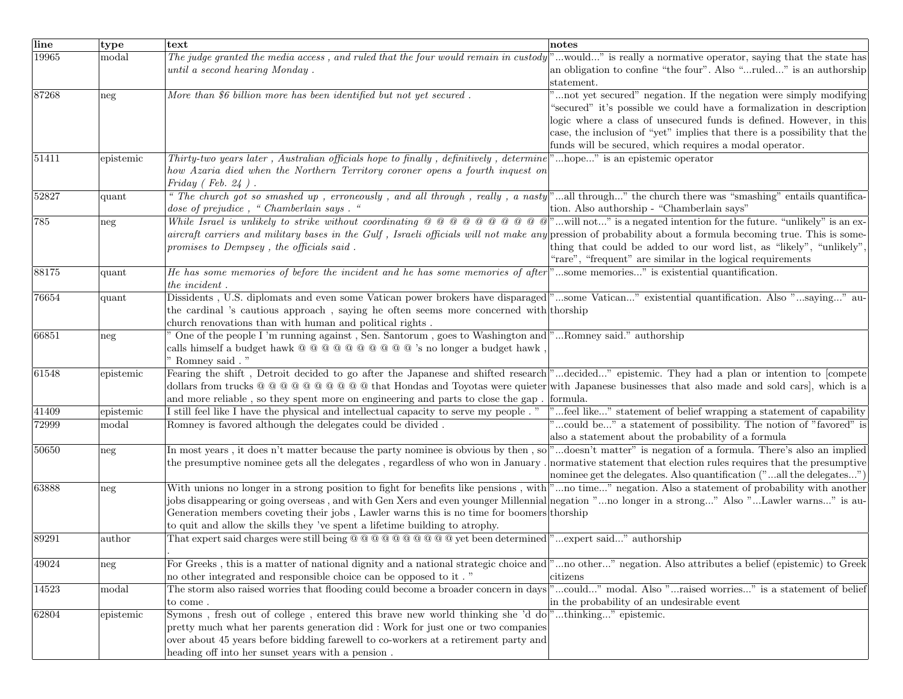| line | type | text | notes |
|---|---|---|---|
| 19965 | modal | *The judge granted the media access , and ruled that the four would remain in custody until a second hearing Monday .* | "...would..." is really a normative operator, saying that the state has an obligation to confine "the four". Also "...ruled..." is an authorship statement. |
| 87268 | neg | *More than $6 billion more has been identified but not yet secured .* | "...not yet secured" negation. If the negation were simply modifying "secured" it's possible we could have a formalization in description logic where a class of unsecured funds is defined. However, in this case, the inclusion of "yet" implies that there is a possibility that the funds will be secured, which requires a modal operator. |
| 51411 | epistemic | *Thirty-two years later , Australian officials hope to finally , definitively , determine how Azaria died when the Northern Territory coroner opens a fourth inquest on Friday ( Feb. 24 ) .* | "...hope..." is an epistemic operator |
| 52827 | quant | *" The church got so smashed up , erroneously , and all through , really , a nasty dose of prejudice , " Chamberlain says . "* | "...all through..." the church there was "smashing" entails quantification. Also authorship - "Chamberlain says" |
| 785 | neg | *While Israel is unlikely to strike without coordinating @ @ @ @ @ @ @ @ @ @ aircraft carriers and military bases in the Gulf , Israeli officials will not make any promises to Dempsey , the officials said .* | "...will not..." is a negated intention for the future. "unlikely" is an expression of probability about a formula becoming true. This is something that could be added to our word list, as "likely", "unlikely", "rare", "frequent" are similar in the logical requirements |
| 88175 | quant | *He has some memories of before the incident and he has some memories of after the incident .* | "...some memories..." is existential quantification. |
| 76654 | quant | Dissidents , U.S. diplomats and even some Vatican power brokers have disparaged the cardinal 's cautious approach , saying he often seems more concerned with church renovations than with human and political rights . | "...some Vatican..." existential quantification. Also "...saying..." authorship |
| 66851 | neg | " One of the people I 'm running against , Sen. Santorum , goes to Washington and calls himself a budget hawk @ @ @ @ @ @ @ @ @ @ 's no longer a budget hawk , " Romney said . " | "...Romney said." authorship |
| 61548 | epistemic | Fearing the shift , Detroit decided to go after the Japanese and shifted research dollars from trucks @ @ @ @ @ @ @ @ @ @ that Hondas and Toyotas were quieter and more reliable , so they spent more on engineering and parts to close the gap . | "...decided..." epistemic. They had a plan or intention to [compete with Japanese businesses that also made and sold cars], which is a formula. |
| 41409 | epistemic | I still feel like I have the physical and intellectual capacity to serve my people . " | "...feel like..." statement of belief wrapping a statement of capability |
| 72999 | modal | Romney is favored although the delegates could be divided . | "...could be..." a statement of possibility. The notion of "favored" is also a statement about the probability of a formula |
| 50650 | neg | In most years , it does n't matter because the party nominee is obvious by then , so the presumptive nominee gets all the delegates , regardless of who won in January . | "...doesn't matter" is negation of a formula. There's also an implied normative statement that election rules requires that the presumptive nominee get the delegates. Also quantification ("...all the delegates...") |
| 63888 | neg | With unions no longer in a strong position to fight for benefits like pensions , with jobs disappearing or going overseas , and with Gen Xers and even younger Millennial Generation members coveting their jobs , Lawler warns this is no time for boomers to quit and allow the skills they 've spent a lifetime building to atrophy. | "...no time..." negation. Also a statement of probability with another negation "...no longer in a strong..." Also "...Lawler warns..." is authorship |
| 89291 | author | That expert said charges were still being @ @ @ @ @ @ @ @ @ @ yet been determined . | "...expert said..." authorship |
| 49024 | neg | For Greeks , this is a matter of national dignity and a national strategic choice and no other integrated and responsible choice can be opposed to it . " | "...no other..." negation. Also attributes a belief (epistemic) to Greek citizens |
| 14523 | modal | The storm also raised worries that flooding could become a broader concern in days to come . | "...could..." modal. Also "...raised worries..." is a statement of belief in the probability of an undesirable event |
| 62804 | epistemic | Symons , fresh out of college , entered this brave new world thinking she 'd do pretty much what her parents generation did : Work for just one or two companies over about 45 years before bidding farewell to co-workers at a retirement party and heading off into her sunset years with a pension . | "...thinking..." epistemic. |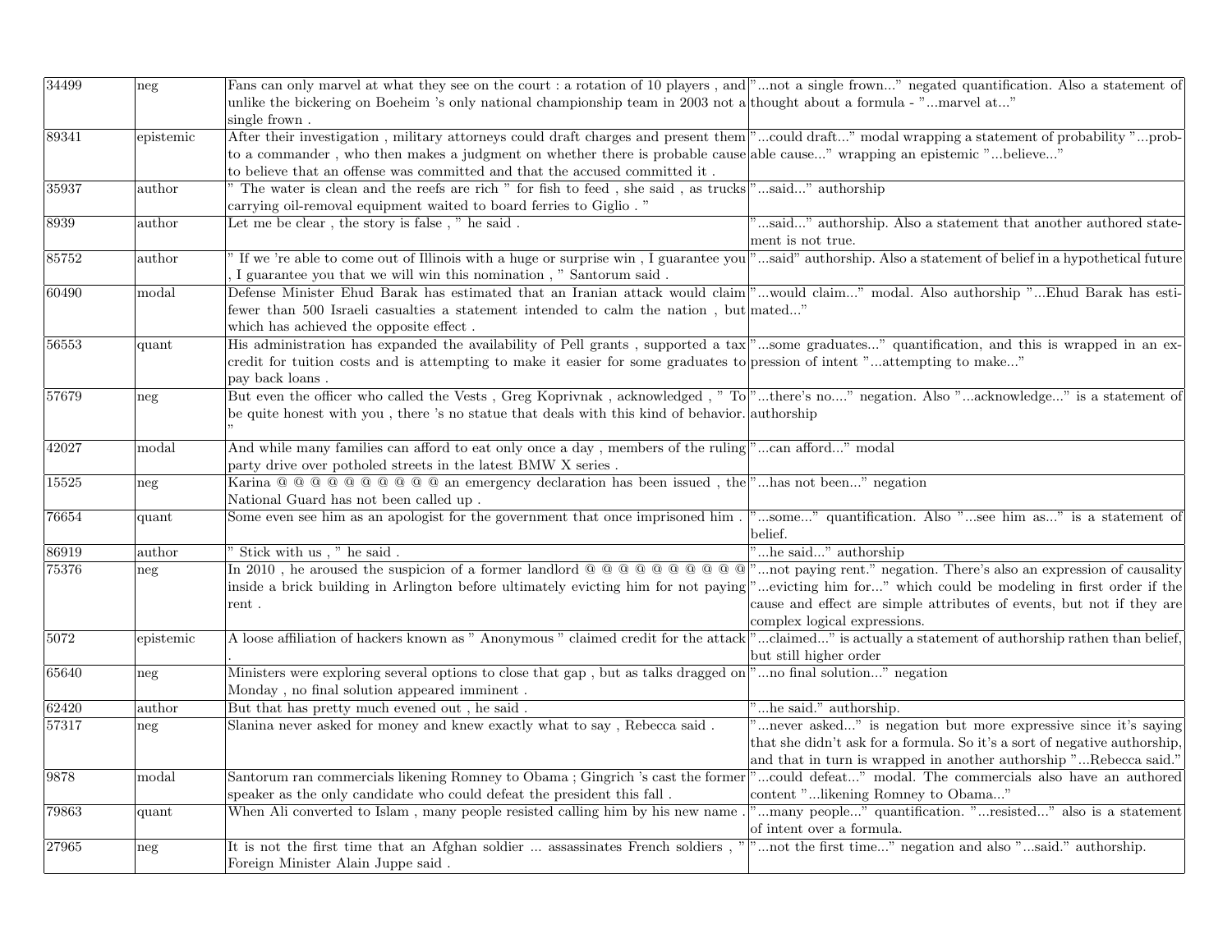| | | | |
|---|---|---|---|
| 34499 | neg | Fans can only marvel at what they see on the court : a rotation of 10 players , and unlike the bickering on Boeheim 's only national championship team in 2003 not a single frown . | "...not a single frown..." negated quantification. Also a statement of thought about a formula - "...marvel at..." |
| 89341 | epistemic | After their investigation , military attorneys could draft charges and present them to a commander , who then makes a judgment on whether there is probable cause to believe that an offense was committed and that the accused committed it . | "...could draft..." modal wrapping a statement of probability "...probable cause..." wrapping an epistemic "...believe..." |
| 35937 | author | " The water is clean and the reefs are rich " for fish to feed , she said , as trucks carrying oil-removal equipment waited to board ferries to Giglio . " | "...said..." authorship |
| 8939 | author | Let me be clear , the story is false , " he said . | "...said..." authorship. Also a statement that another authored statement is not true. |
| 85752 | author | " If we 're able to come out of Illinois with a huge or surprise win , I guarantee you , I guarantee you that we will win this nomination , " Santorum said . | "...said" authorship. Also a statement of belief in a hypothetical future |
| 60490 | modal | Defense Minister Ehud Barak has estimated that an Iranian attack would claim fewer than 500 Israeli casualties a statement intended to calm the nation , but which has achieved the opposite effect . | "...would claim..." modal. Also authorship "...Ehud Barak has estimated..." |
| 56553 | quant | His administration has expanded the availability of Pell grants , supported a tax credit for tuition costs and is attempting to make it easier for some graduates to pay back loans . | "...some graduates..." quantification, and this is wrapped in an expression of intent "...attempting to make..." |
| 57679 | neg | But even the officer who called the Vests , Greg Koprivnak , acknowledged , " To be quite honest with you , there 's no statue that deals with this kind of behavior. " | "...there's no...." negation. Also "...acknowledge..." is a statement of authorship |
| 42027 | modal | And while many families can afford to eat only once a day , members of the ruling party drive over potholed streets in the latest BMW X series . | "...can afford..." modal |
| 15525 | neg | Karina @ @ @ @ @ @ @ @ @ @ an emergency declaration has been issued , the National Guard has not been called up . | "...has not been..." negation |
| 76654 | quant | Some even see him as an apologist for the government that once imprisoned him . | "...some..." quantification. Also "...see him as..." is a statement of belief. |
| 86919 | author | " Stick with us , " he said . | "...he said..." authorship |
| 75376 | neg | In 2010 , he aroused the suspicion of a former landlord @ @ @ @ @ @ @ @ @ @ inside a brick building in Arlington before ultimately evicting him for not paying rent . | "...not paying rent." negation. There's also an expression of causality "...evicting him for..." which could be modeling in first order if the cause and effect are simple attributes of events, but not if they are complex logical expressions. |
| 5072 | epistemic | A loose affiliation of hackers known as " Anonymous " claimed credit for the attack . | "...claimed..." is actually a statement of authorship rathen than belief, but still higher order |
| 65640 | neg | Ministers were exploring several options to close that gap , but as talks dragged on Monday , no final solution appeared imminent . | "...no final solution..." negation |
| 62420 | author | But that has pretty much evened out , he said . | "...he said." authorship. |
| 57317 | neg | Slanina never asked for money and knew exactly what to say , Rebecca said . | "...never asked..." is negation but more expressive since it's saying that she didn't ask for a formula. So it's a sort of negative authorship, and that in turn is wrapped in another authorship "...Rebecca said." |
| 9878 | modal | Santorum ran commercials likening Romney to Obama ; Gingrich 's cast the former speaker as the only candidate who could defeat the president this fall . | "...could defeat..." modal. The commercials also have an authored content "...likening Romney to Obama..." |
| 79863 | quant | When Ali converted to Islam , many people resisted calling him by his new name . | "...many people..." quantification. "...resisted..." also is a statement of intent over a formula. |
| 27965 | neg | It is not the first time that an Afghan soldier ... assassinates French soldiers , " Foreign Minister Alain Juppe said . | "...not the first time..." negation and also "...said." authorship. |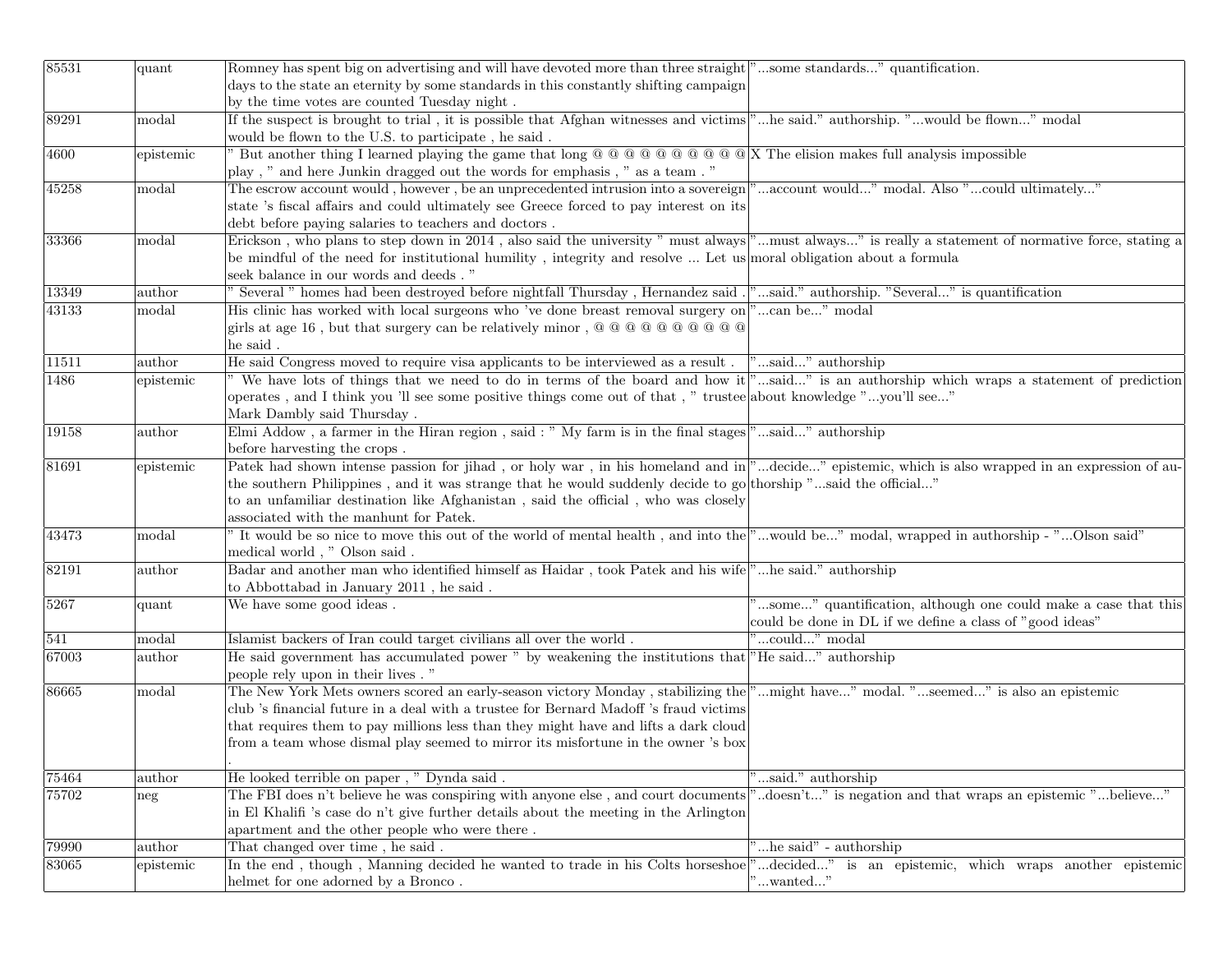| | | | |
|---|---|---|---|
| 85531 | quant | Romney has spent big on advertising and will have devoted more than three straight days to the state an eternity by some standards in this constantly shifting campaign by the time votes are counted Tuesday night . | "...some standards..." quantification. |
| 89291 | modal | If the suspect is brought to trial , it is possible that Afghan witnesses and victims would be flown to the U.S. to participate , he said . | "...he said." authorship. "...would be flown..." modal |
| 4600 | epistemic | " But another thing I learned playing the game that long @ @ @ @ @ @ @ @ @ @ play , " and here Junkin dragged out the words for emphasis , " as a team . " | X The elision makes full analysis impossible |
| 45258 | modal | The escrow account would , however , be an unprecedented intrusion into a sovereign state 's fiscal affairs and could ultimately see Greece forced to pay interest on its debt before paying salaries to teachers and doctors . | "...account would..." modal. Also "...could ultimately..." |
| 33366 | modal | Erickson , who plans to step down in 2014 , also said the university " must always be mindful of the need for institutional humility , integrity and resolve ... Let us seek balance in our words and deeds . " | "...must always..." is really a statement of normative force, stating a moral obligation about a formula |
| 13349 | author | " Several " homes had been destroyed before nightfall Thursday , Hernandez said . | "...said." authorship. "Several..." is quantification |
| 43133 | modal | His clinic has worked with local surgeons who 've done breast removal surgery on girls at age 16 , but that surgery can be relatively minor , @ @ @ @ @ @ @ @ @ @ he said . | "...can be..." modal |
| 11511 | author | He said Congress moved to require visa applicants to be interviewed as a result . | "...said..." authorship |
| 1486 | epistemic | " We have lots of things that we need to do in terms of the board and how it operates , and I think you 'll see some positive things come out of that , " trustee Mark Dambly said Thursday . | "...said..." is an authorship which wraps a statement of prediction about knowledge "...you'll see..." |
| 19158 | author | Elmi Addow , a farmer in the Hiran region , said : " My farm is in the final stages before harvesting the crops . | "...said..." authorship |
| 81691 | epistemic | Patek had shown intense passion for jihad , or holy war , in his homeland and in the southern Philippines , and it was strange that he would suddenly decide to go to an unfamiliar destination like Afghanistan , said the official , who was closely associated with the manhunt for Patek. | "...decide..." epistemic, which is also wrapped in an expression of authorship "...said the official..." |
| 43473 | modal | " It would be so nice to move this out of the world of mental health , and into the medical world , " Olson said . | "...would be..." modal, wrapped in authorship - "...Olson said" |
| 82191 | author | Badar and another man who identified himself as Haidar , took Patek and his wife to Abbottabad in January 2011 , he said . | "...he said." authorship |
| 5267 | quant | We have some good ideas . | "...some..." quantification, although one could make a case that this could be done in DL if we define a class of "good ideas" |
| 541 | modal | Islamist backers of Iran could target civilians all over the world . | "...could..." modal |
| 67003 | author | He said government has accumulated power " by weakening the institutions that people rely upon in their lives . " | "He said..." authorship |
| 86665 | modal | The New York Mets owners scored an early-season victory Monday , stabilizing the club 's financial future in a deal with a trustee for Bernard Madoff 's fraud victims that requires them to pay millions less than they might have and lifts a dark cloud from a team whose dismal play seemed to mirror its misfortune in the owner 's box . | "...might have..." modal. "...seemed..." is also an epistemic |
| 75464 | author | He looked terrible on paper , " Dynda said . | "...said." authorship |
| 75702 | neg | The FBI does n't believe he was conspiring with anyone else , and court documents in El Khalifi 's case do n't give further details about the meeting in the Arlington apartment and the other people who were there . | "..doesn't..." is negation and that wraps an epistemic "...believe..." |
| 79990 | author | That changed over time , he said . | "...he said" - authorship |
| 83065 | epistemic | In the end , though , Manning decided he wanted to trade in his Colts horseshoe helmet for one adorned by a Bronco . | "...decided..." is an epistemic, which wraps another epistemic "...wanted..." |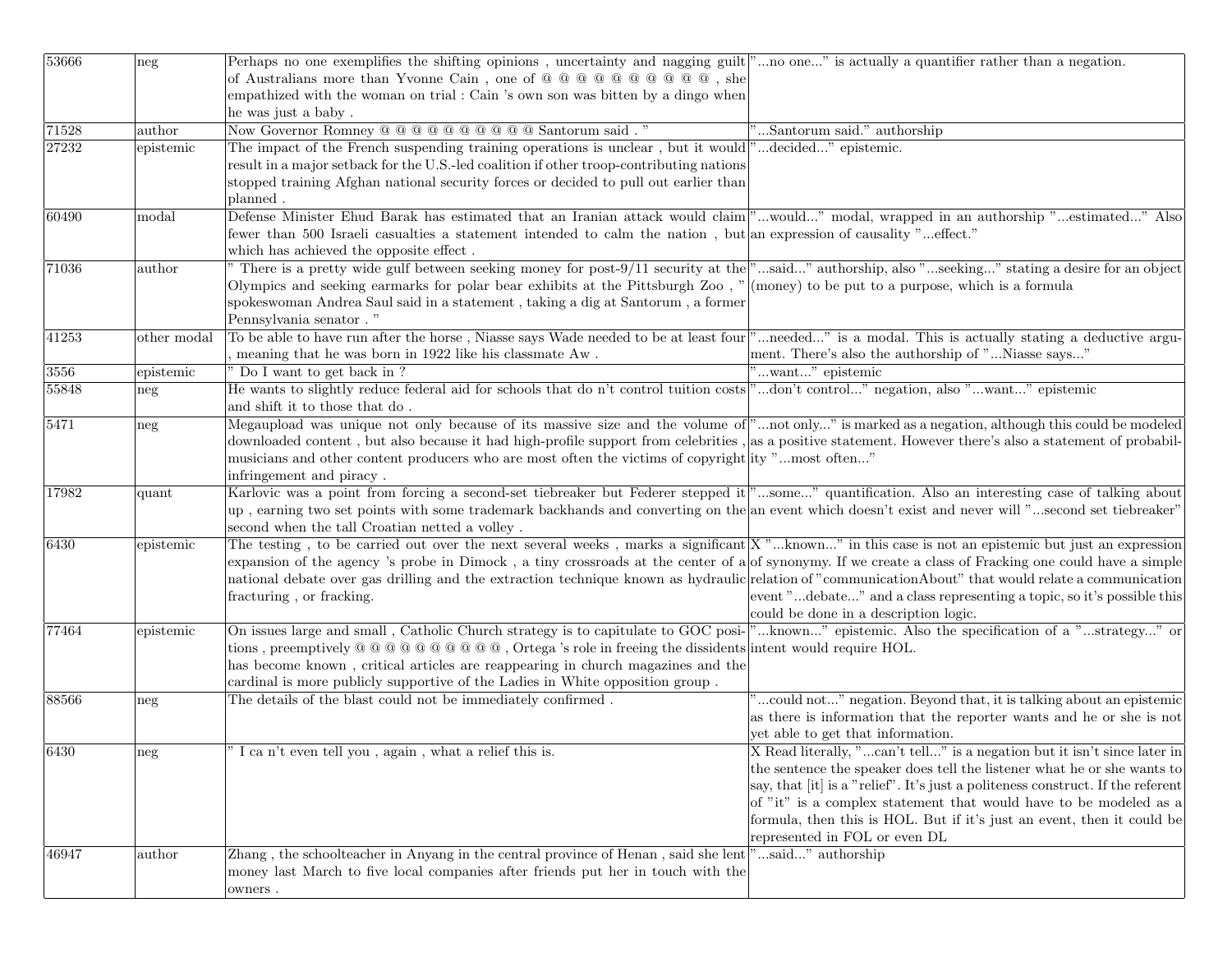| | | | |
|---|---|---|---|
| 53666 | neg | Perhaps no one exemplifies the shifting opinions , uncertainty and nagging guilt of Australians more than Yvonne Cain , one of @ @ @ @ @ @ @ @ @ @ , she empathized with the woman on trial : Cain 's own son was bitten by a dingo when he was just a baby . | "...no one..." is actually a quantifier rather than a negation. |
| 71528 | author | Now Governor Romney @ @ @ @ @ @ @ @ @ @ Santorum said . " | "...Santorum said." authorship |
| 27232 | epistemic | The impact of the French suspending training operations is unclear , but it would result in a major setback for the U.S.-led coalition if other troop-contributing nations stopped training Afghan national security forces or decided to pull out earlier than planned . | "...decided..." epistemic. |
| 60490 | modal | Defense Minister Ehud Barak has estimated that an Iranian attack would claim fewer than 500 Israeli casualties a statement intended to calm the nation , but which has achieved the opposite effect . | "...would..." modal, wrapped in an authorship "...estimated..." Also an expression of causality "...effect." |
| 71036 | author | " There is a pretty wide gulf between seeking money for post-9/11 security at the Olympics and seeking earmarks for polar bear exhibits at the Pittsburgh Zoo , " spokeswoman Andrea Saul said in a statement , taking a dig at Santorum , a former Pennsylvania senator . " | "...said..." authorship, also "...seeking..." stating a desire for an object (money) to be put to a purpose, which is a formula |
| 41253 | other modal | To be able to have run after the horse , Niasse says Wade needed to be at least four , meaning that he was born in 1922 like his classmate Aw . | "...needed..." is a modal. This is actually stating a deductive argument. There's also the authorship of "...Niasse says..." |
| 3556 | epistemic | " Do I want to get back in ? | "...want..." epistemic |
| 55848 | neg | He wants to slightly reduce federal aid for schools that do n't control tuition costs and shift it to those that do . | "...don't control..." negation, also "...want..." epistemic |
| 5471 | neg | Megaupload was unique not only because of its massive size and the volume of downloaded content , but also because it had high-profile support from celebrities , musicians and other content producers who are most often the victims of copyright infringement and piracy . | "...not only..." is marked as a negation, although this could be modeled as a positive statement. However there's also a statement of probability "...most often..." |
| 17982 | quant | Karlovic was a point from forcing a second-set tiebreaker but Federer stepped it up , earning two set points with some trademark backhands and converting on the second when the tall Croatian netted a volley . | "...some..." quantification. Also an interesting case of talking about an event which doesn't exist and never will "...second set tiebreaker" |
| 6430 | epistemic | The testing , to be carried out over the next several weeks , marks a significant expansion of the agency 's probe in Dimock , a tiny crossroads at the center of a national debate over gas drilling and the extraction technique known as hydraulic fracturing , or fracking. | X "...known..." in this case is not an epistemic but just an expression of synonymy. If we create a class of Fracking one could have a simple relation of "communicationAbout" that would relate a communication event "...debate..." and a class representing a topic, so it's possible this could be done in a description logic. |
| 77464 | epistemic | On issues large and small , Catholic Church strategy is to capitulate to GOC positions , preemptively @ @ @ @ @ @ @ @ @ @ , Ortega 's role in freeing the dissidents has become known , critical articles are reappearing in church magazines and the cardinal is more publicly supportive of the Ladies in White opposition group . | "...known..." epistemic. Also the specification of a "...strategy..." or intent would require HOL. |
| 88566 | neg | The details of the blast could not be immediately confirmed . | "...could not..." negation. Beyond that, it is talking about an epistemic as there is information that the reporter wants and he or she is not yet able to get that information. |
| 6430 | neg | " I ca n't even tell you , again , what a relief this is. | X Read literally, "...can't tell..." is a negation but it isn't since later in the sentence the speaker does tell the listener what he or she wants to say, that [it] is a "relief". It's just a politeness construct. If the referent of "it" is a complex statement that would have to be modeled as a formula, then this is HOL. But if it's just an event, then it could be represented in FOL or even DL |
| 46947 | author | Zhang , the schoolteacher in Anyang in the central province of Henan , said she lent money last March to five local companies after friends put her in touch with the owners . | "...said..." authorship |